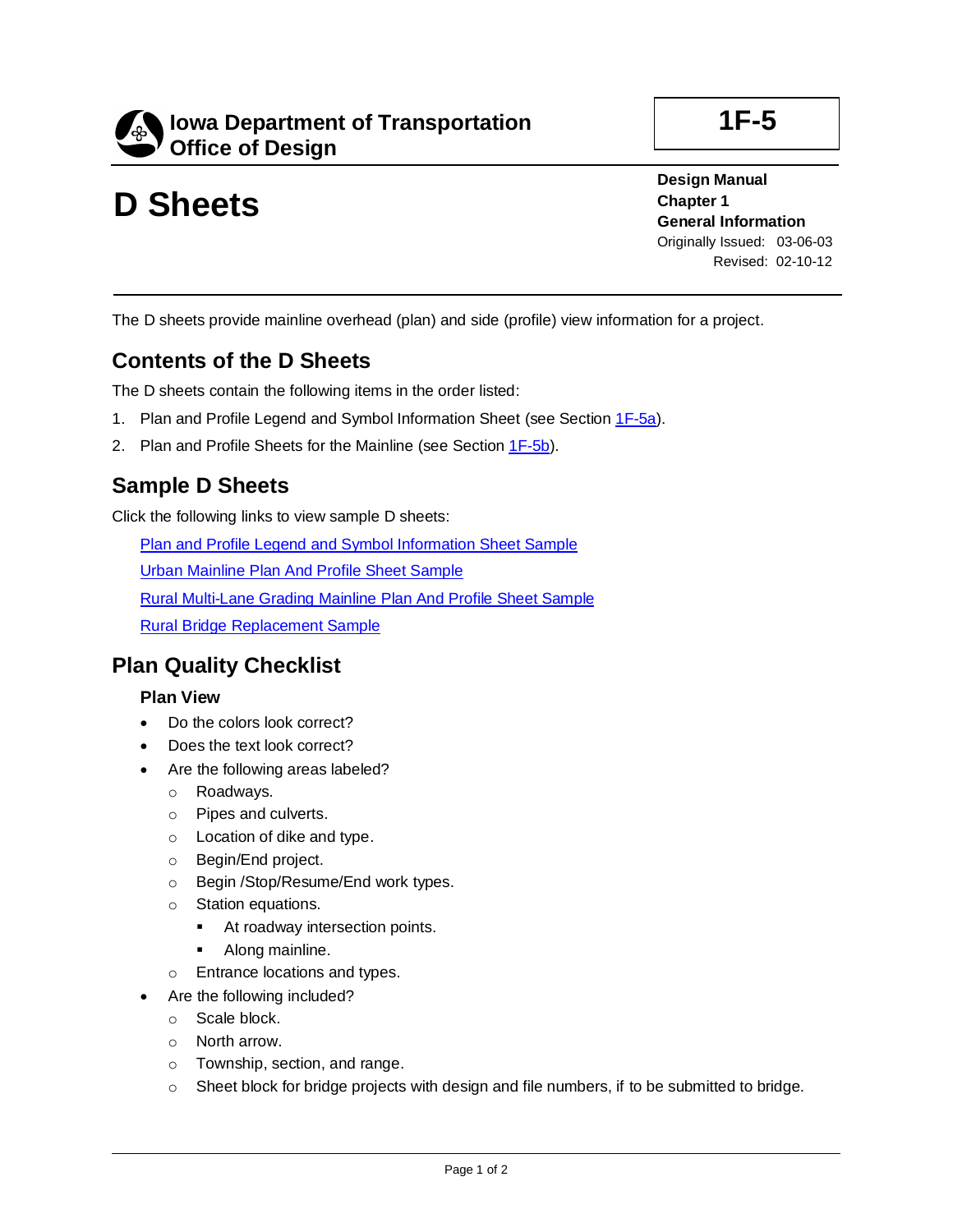**Iowa Department of Transportation**
**Office of Design**

**1F-5**

# D Sheets

**Design Manual**
**Chapter 1**
**General Information**
Originally Issued: 03-06-03
Revised: 02-10-12

The D sheets provide mainline overhead (plan) and side (profile) view information for a project.

## Contents of the D Sheets

The D sheets contain the following items in the order listed:

1. Plan and Profile Legend and Symbol Information Sheet (see Section 1F-5a).
2. Plan and Profile Sheets for the Mainline (see Section 1F-5b).

## Sample D Sheets

Click the following links to view sample D sheets:

Plan and Profile Legend and Symbol Information Sheet Sample

Urban Mainline Plan And Profile Sheet Sample

Rural Multi-Lane Grading Mainline Plan And Profile Sheet Sample

Rural Bridge Replacement Sample

## Plan Quality Checklist

### Plan View

- Do the colors look correct?
- Does the text look correct?
- Are the following areas labeled?
  - Roadways.
  - Pipes and culverts.
  - Location of dike and type.
  - Begin/End project.
  - Begin /Stop/Resume/End work types.
  - Station equations.
    - At roadway intersection points.
    - Along mainline.
  - Entrance locations and types.
- Are the following included?
  - Scale block.
  - North arrow.
  - Township, section, and range.
  - Sheet block for bridge projects with design and file numbers, if to be submitted to bridge.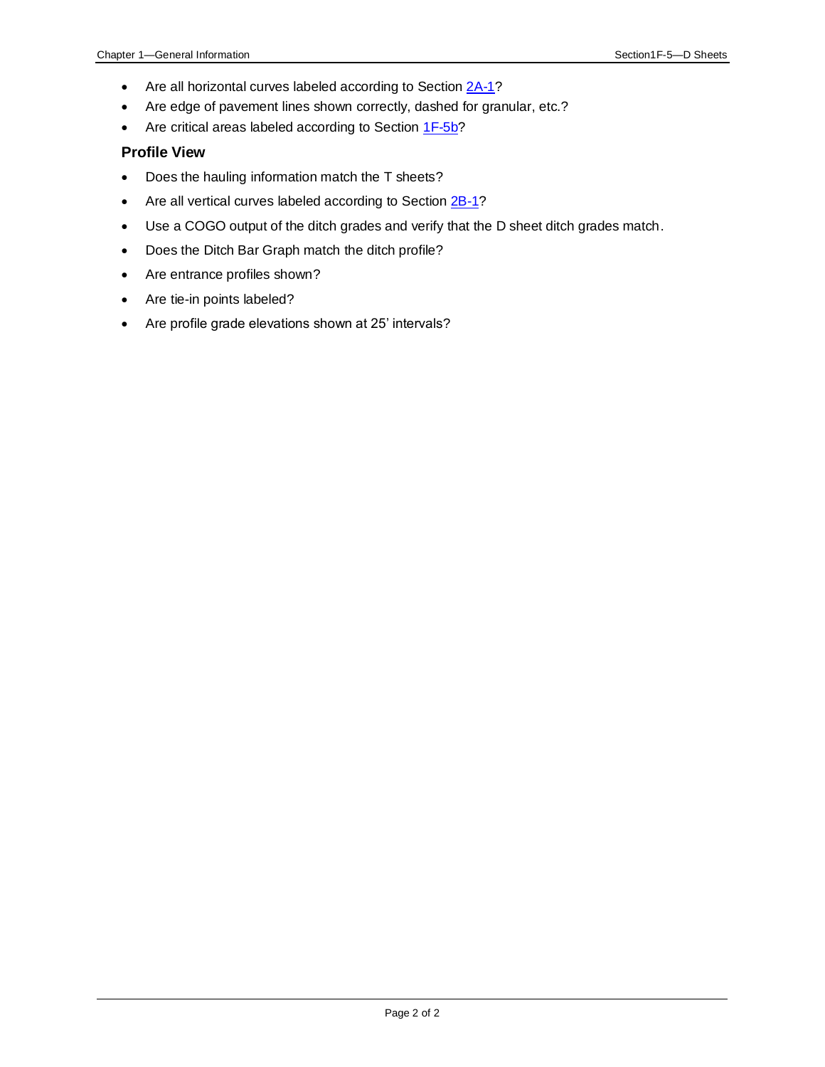- Are all horizontal curves labeled according to Section [2A-1]?
- Are edge of pavement lines shown correctly, dashed for granular, etc.?
- Are critical areas labeled according to Section [1F-5b]?

### Profile View

- Does the hauling information match the T sheets?
- Are all vertical curves labeled according to Section [2B-1]?
- Use a COGO output of the ditch grades and verify that the D sheet ditch grades match.
- Does the Ditch Bar Graph match the ditch profile?
- Are entrance profiles shown?
- Are tie-in points labeled?
- Are profile grade elevations shown at 25' intervals?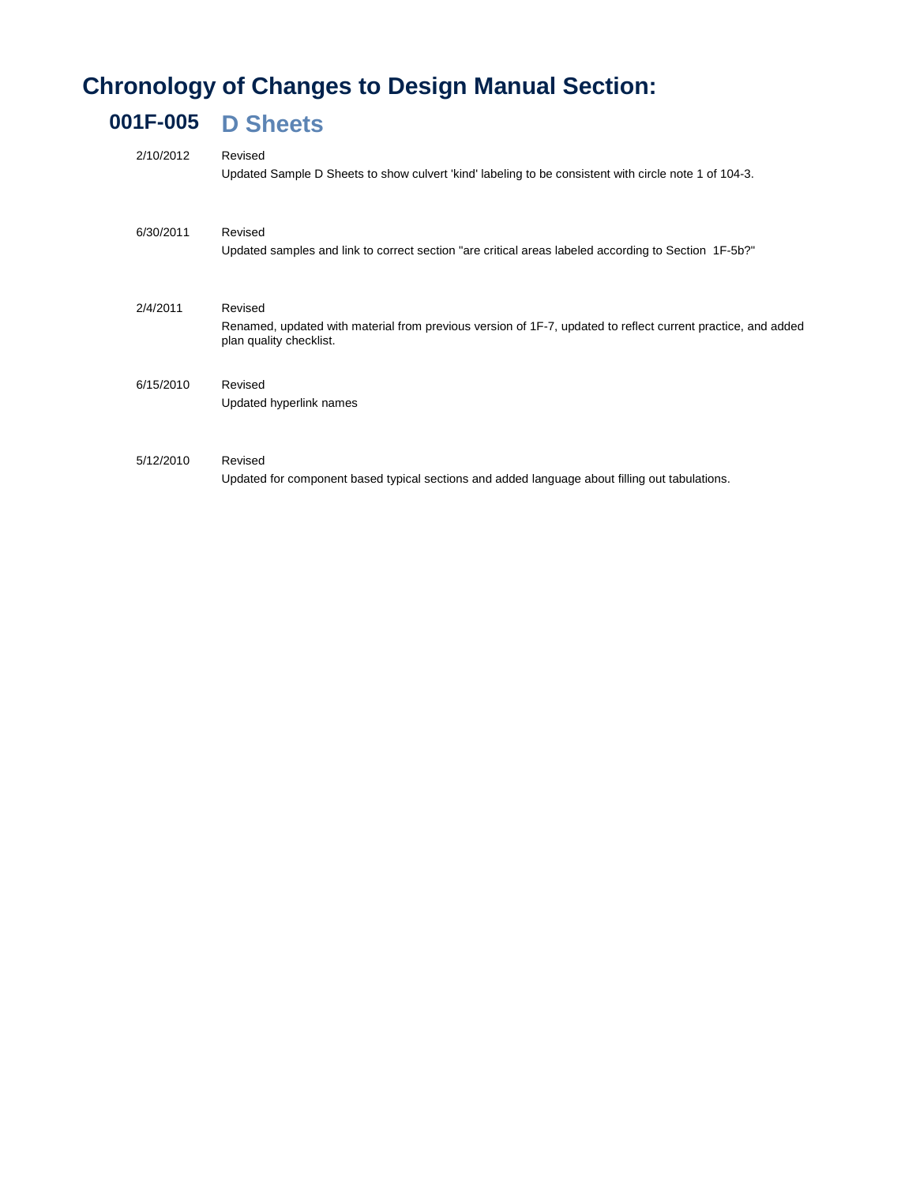# Chronology of Changes to Design Manual Section:

## 001F-005 D Sheets

2/10/2012 Revised

Updated Sample D Sheets to show culvert 'kind' labeling to be consistent with circle note 1 of 104-3.

6/30/2011 Revised

Updated samples and link to correct section "are critical areas labeled according to Section 1F-5b?"

2/4/2011 Revised

Renamed, updated with material from previous version of 1F-7, updated to reflect current practice, and added plan quality checklist.

6/15/2010 Revised

Updated hyperlink names

5/12/2010 Revised

Updated for component based typical sections and added language about filling out tabulations.